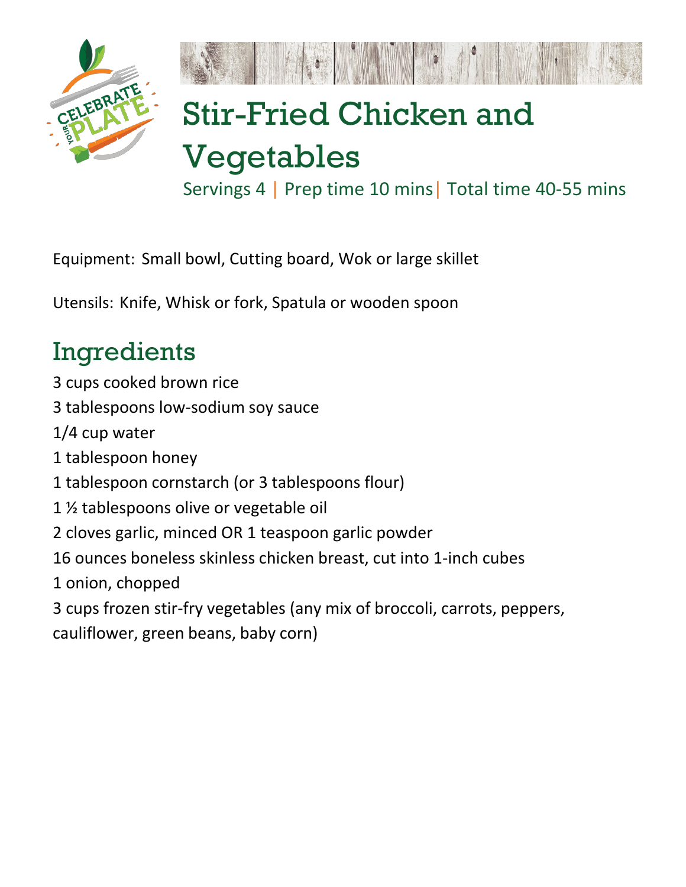# Stir-Fried Chicken and Vegetables

Servings 4 | Prep time 10 mins | Total time 40-55 mins

Equipment: Small bowl, Cutting board, Wok or large skillet

Utensils: Knife, Whisk or fork, Spatula or wooden spoon

## Ingredients

3 cups cooked brown rice

3 tablespoons low-sodium soy sauce

1/4 cup water

1 tablespoon honey

1 tablespoon cornstarch (or 3 tablespoons flour)

1 ½ tablespoons olive or vegetable oil

2 cloves garlic, minced OR 1 teaspoon garlic powder

16 ounces boneless skinless chicken breast, cut into 1-inch cubes

1 onion, chopped

3 cups frozen stir-fry vegetables (any mix of broccoli, carrots, peppers, cauliflower, green beans, baby corn)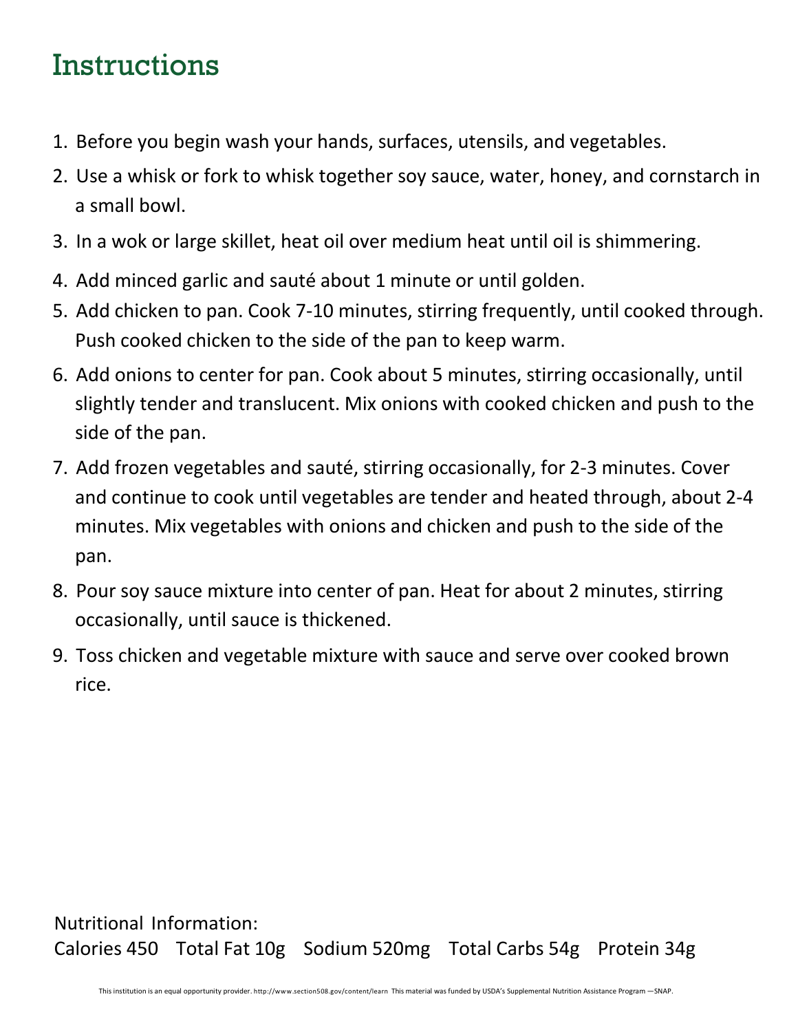# Instructions

1. Before you begin wash your hands, surfaces, utensils, and vegetables.
2. Use a whisk or fork to whisk together soy sauce, water, honey, and cornstarch in a small bowl.
3. In a wok or large skillet, heat oil over medium heat until oil is shimmering.
4. Add minced garlic and sauté about 1 minute or until golden.
5. Add chicken to pan. Cook 7-10 minutes, stirring frequently, until cooked through. Push cooked chicken to the side of the pan to keep warm.
6. Add onions to center for pan. Cook about 5 minutes, stirring occasionally, until slightly tender and translucent. Mix onions with cooked chicken and push to the side of the pan.
7. Add frozen vegetables and sauté, stirring occasionally, for 2-3 minutes. Cover and continue to cook until vegetables are tender and heated through, about 2-4 minutes. Mix vegetables with onions and chicken and push to the side of the pan.
8. Pour soy sauce mixture into center of pan. Heat for about 2 minutes, stirring occasionally, until sauce is thickened.
9. Toss chicken and vegetable mixture with sauce and serve over cooked brown rice.

Nutritional Information:
Calories 450 Total Fat 10g Sodium 520mg Total Carbs 54g Protein 34g

This institution is an equal opportunity provider. http://www.section508.gov/content/learn This material was funded by USDA's Supplemental Nutrition Assistance Program —SNAP.